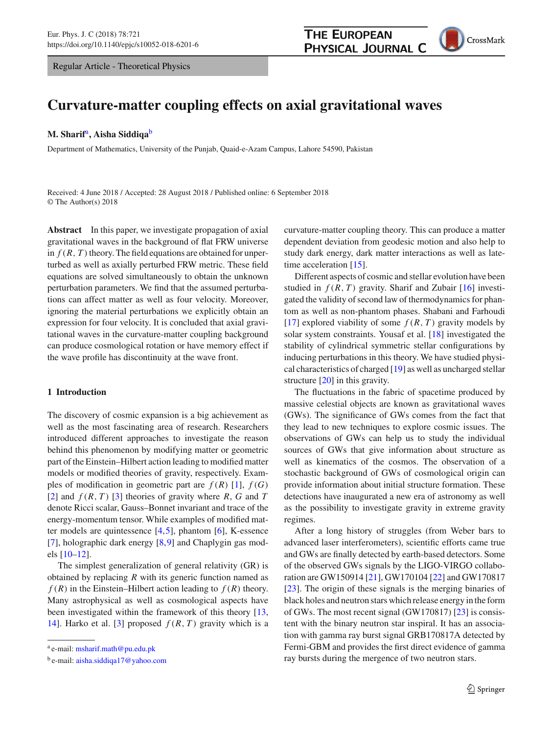Regular Article - Theoretical Physics

# Curvature-matter coupling effects on axial gravitational waves

**M. Sharif**[a], **Aisha Siddiqa**[b]

Department of Mathematics, University of the Punjab, Quaid-e-Azam Campus, Lahore 54590, Pakistan

Received: 4 June 2018 / Accepted: 28 August 2018 / Published online: 6 September 2018
© The Author(s) 2018

**Abstract** In this paper, we investigate propagation of axial gravitational waves in the background of flat FRW universe in $f(R, T)$ theory. The field equations are obtained for unperturbed as well as axially perturbed FRW metric. These field equations are solved simultaneously to obtain the unknown perturbation parameters. We find that the assumed perturbations can affect matter as well as four velocity. Moreover, ignoring the material perturbations we explicitly obtain an expression for four velocity. It is concluded that axial gravitational waves in the curvature-matter coupling background can produce cosmological rotation or have memory effect if the wave profile has discontinuity at the wave front.

## 1 Introduction

The discovery of cosmic expansion is a big achievement as well as the most fascinating area of research. Researchers introduced different approaches to investigate the reason behind this phenomenon by modifying matter or geometric part of the Einstein–Hilbert action leading to modified matter models or modified theories of gravity, respectively. Examples of modification in geometric part are $f(R)$ [1], $f(G)$ [2] and $f(R, T)$ [3] theories of gravity where $R$, $G$ and $T$ denote Ricci scalar, Gauss–Bonnet invariant and trace of the energy-momentum tensor. While examples of modified matter models are quintessence [4,5], phantom [6], K-essence [7], holographic dark energy [8,9] and Chaplygin gas models [10–12].

The simplest generalization of general relativity (GR) is obtained by replacing $R$ with its generic function named as $f(R)$ in the Einstein–Hilbert action leading to $f(R)$ theory. Many astrophysical as well as cosmological aspects have been investigated within the framework of this theory [13, 14]. Harko et al. [3] proposed $f(R, T)$ gravity which is a curvature-matter coupling theory. This can produce a matter dependent deviation from geodesic motion and also help to study dark energy, dark matter interactions as well as late-time acceleration [15].

Different aspects of cosmic and stellar evolution have been studied in $f(R, T)$ gravity. Sharif and Zubair [16] investigated the validity of second law of thermodynamics for phantom as well as non-phantom phases. Shabani and Farhoudi [17] explored viability of some $f(R, T)$ gravity models by solar system constraints. Yousaf et al. [18] investigated the stability of cylindrical symmetric stellar configurations by inducing perturbations in this theory. We have studied physical characteristics of charged [19] as well as uncharged stellar structure [20] in this gravity.

The fluctuations in the fabric of spacetime produced by massive celestial objects are known as gravitational waves (GWs). The significance of GWs comes from the fact that they lead to new techniques to explore cosmic issues. The observations of GWs can help us to study the individual sources of GWs that give information about structure as well as kinematics of the cosmos. The observation of a stochastic background of GWs of cosmological origin can provide information about initial structure formation. These detections have inaugurated a new era of astronomy as well as the possibility to investigate gravity in extreme gravity regimes.

After a long history of struggles (from Weber bars to advanced laser interferometers), scientific efforts came true and GWs are finally detected by earth-based detectors. Some of the observed GWs signals by the LIGO-VIRGO collaboration are GW150914 [21], GW170104 [22] and GW170817 [23]. The origin of these signals is the merging binaries of black holes and neutron stars which release energy in the form of GWs. The most recent signal (GW170817) [23] is consistent with the binary neutron star inspiral. It has an association with gamma ray burst signal GRB170817A detected by Fermi-GBM and provides the first direct evidence of gamma ray bursts during the mergence of two neutron stars.

---

[a] e-mail: msharif.math@pu.edu.pk

[b] e-mail: aisha.siddiqa17@yahoo.com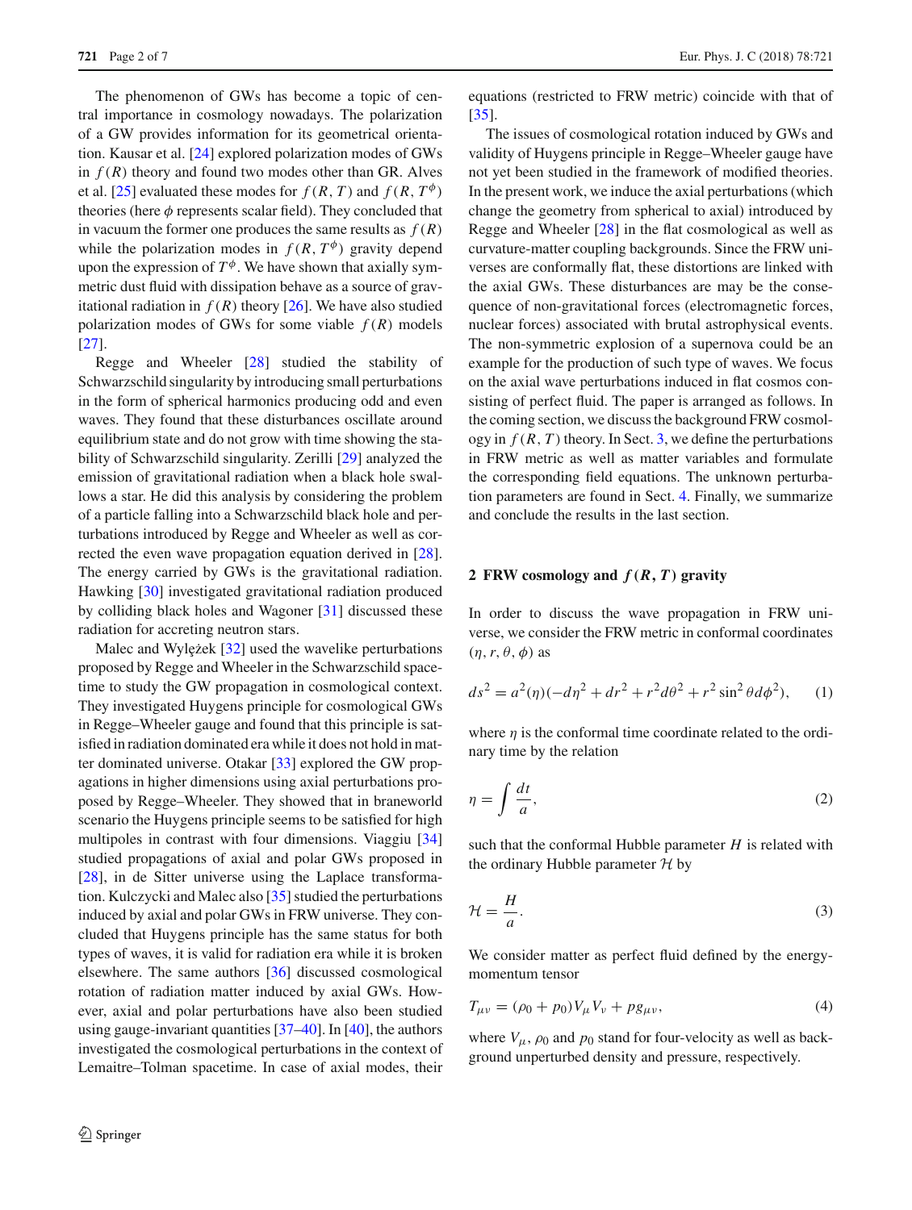The phenomenon of GWs has become a topic of central importance in cosmology nowadays. The polarization of a GW provides information for its geometrical orientation. Kausar et al. [24] explored polarization modes of GWs in $f(R)$ theory and found two modes other than GR. Alves et al. [25] evaluated these modes for $f(R, T)$ and $f(R, T^{\phi})$ theories (here $\phi$ represents scalar field). They concluded that in vacuum the former one produces the same results as $f(R)$ while the polarization modes in $f(R, T^{\phi})$ gravity depend upon the expression of $T^{\phi}$. We have shown that axially symmetric dust fluid with dissipation behave as a source of gravitational radiation in $f(R)$ theory [26]. We have also studied polarization modes of GWs for some viable $f(R)$ models [27].

Regge and Wheeler [28] studied the stability of Schwarzschild singularity by introducing small perturbations in the form of spherical harmonics producing odd and even waves. They found that these disturbances oscillate around equilibrium state and do not grow with time showing the stability of Schwarzschild singularity. Zerilli [29] analyzed the emission of gravitational radiation when a black hole swallows a star. He did this analysis by considering the problem of a particle falling into a Schwarzschild black hole and perturbations introduced by Regge and Wheeler as well as corrected the even wave propagation equation derived in [28]. The energy carried by GWs is the gravitational radiation. Hawking [30] investigated gravitational radiation produced by colliding black holes and Wagoner [31] discussed these radiation for accreting neutron stars.

Malec and Wylężek [32] used the wavelike perturbations proposed by Regge and Wheeler in the Schwarzschild spacetime to study the GW propagation in cosmological context. They investigated Huygens principle for cosmological GWs in Regge–Wheeler gauge and found that this principle is satisfied in radiation dominated era while it does not hold in matter dominated universe. Otakar [33] explored the GW propagations in higher dimensions using axial perturbations proposed by Regge–Wheeler. They showed that in braneworld scenario the Huygens principle seems to be satisfied for high multipoles in contrast with four dimensions. Viaggiu [34] studied propagations of axial and polar GWs proposed in [28], in de Sitter universe using the Laplace transformation. Kulczycki and Malec also [35] studied the perturbations induced by axial and polar GWs in FRW universe. They concluded that Huygens principle has the same status for both types of waves, it is valid for radiation era while it is broken elsewhere. The same authors [36] discussed cosmological rotation of radiation matter induced by axial GWs. However, axial and polar perturbations have also been studied using gauge-invariant quantities [37–40]. In [40], the authors investigated the cosmological perturbations in the context of Lemaitre–Tolman spacetime. In case of axial modes, their equations (restricted to FRW metric) coincide with that of [35].

The issues of cosmological rotation induced by GWs and validity of Huygens principle in Regge–Wheeler gauge have not yet been studied in the framework of modified theories. In the present work, we induce the axial perturbations (which change the geometry from spherical to axial) introduced by Regge and Wheeler [28] in the flat cosmological as well as curvature-matter coupling backgrounds. Since the FRW universes are conformally flat, these distortions are linked with the axial GWs. These disturbances are may be the consequence of non-gravitational forces (electromagnetic forces, nuclear forces) associated with brutal astrophysical events. The non-symmetric explosion of a supernova could be an example for the production of such type of waves. We focus on the axial wave perturbations induced in flat cosmos consisting of perfect fluid. The paper is arranged as follows. In the coming section, we discuss the background FRW cosmology in $f(R, T)$ theory. In Sect. 3, we define the perturbations in FRW metric as well as matter variables and formulate the corresponding field equations. The unknown perturbation parameters are found in Sect. 4. Finally, we summarize and conclude the results in the last section.

## 2 FRW cosmology and $f(R, T)$ gravity

In order to discuss the wave propagation in FRW universe, we consider the FRW metric in conformal coordinates $(\eta, r, \theta, \phi)$ as

$$ds^2 = a^2(\eta)(-d\eta^2 + dr^2 + r^2 d\theta^2 + r^2 \sin^2\theta d\phi^2), \quad (1)$$

where $\eta$ is the conformal time coordinate related to the ordinary time by the relation

$$\eta = \int \frac{dt}{a}, \quad (2)$$

such that the conformal Hubble parameter $H$ is related with the ordinary Hubble parameter $\mathcal{H}$ by

$$\mathcal{H} = \frac{H}{a}. \quad (3)$$

We consider matter as perfect fluid defined by the energy-momentum tensor

$$T_{\mu\nu} = (\rho_0 + p_0)V_\mu V_\nu + p g_{\mu\nu}, \quad (4)$$

where $V_\mu$, $\rho_0$ and $p_0$ stand for four-velocity as well as background unperturbed density and pressure, respectively.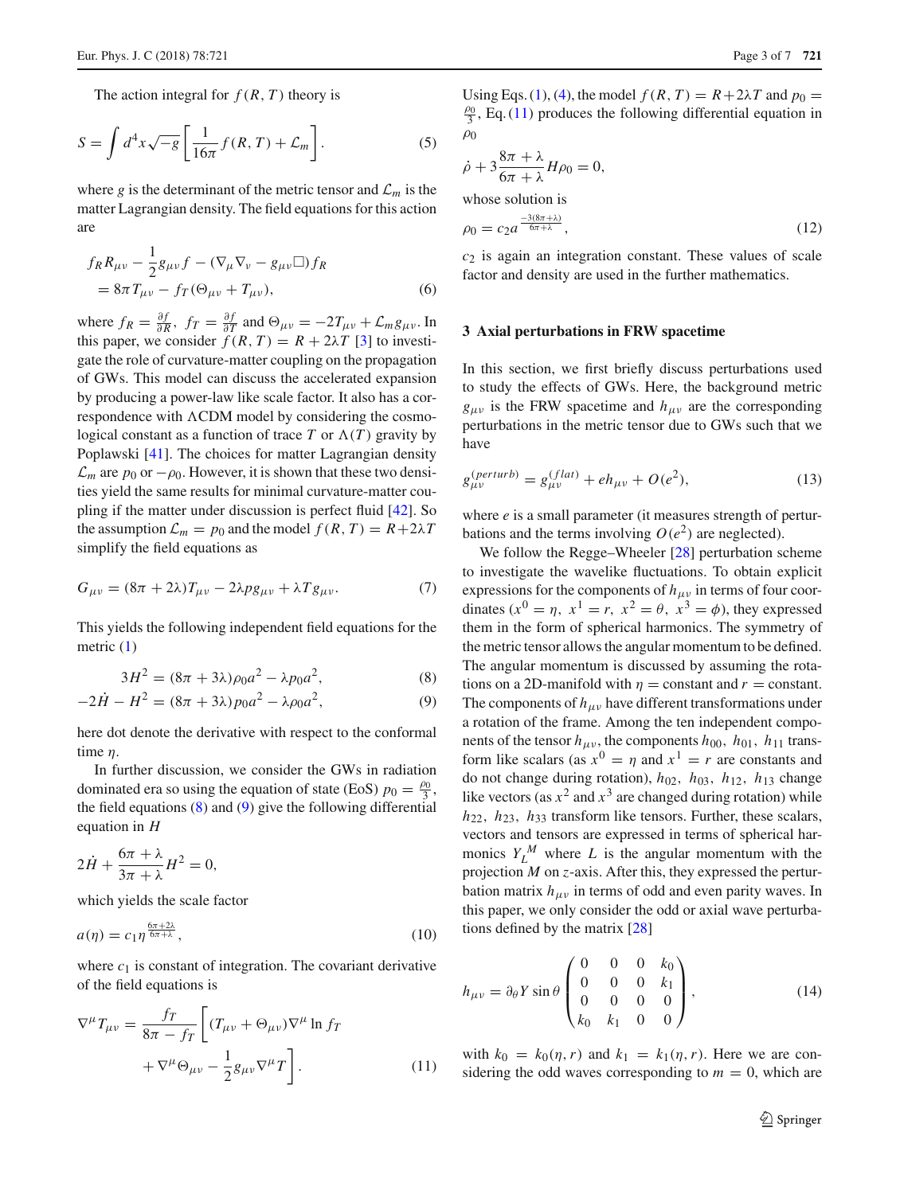The action integral for $f(R, T)$ theory is

$$S = \int d^4x\sqrt{-g}\left[\frac{1}{16\pi}f(R,T) + \mathcal{L}_m\right]. \tag{5}$$

where $g$ is the determinant of the metric tensor and $\mathcal{L}_m$ is the matter Lagrangian density. The field equations for this action are

$$f_R R_{\mu\nu} - \frac{1}{2}g_{\mu\nu}f - (\nabla_\mu\nabla_\nu - g_{\mu\nu}\Box)f_R = 8\pi T_{\mu\nu} - f_T(\Theta_{\mu\nu} + T_{\mu\nu}), \tag{6}$$

where $f_R = \frac{\partial f}{\partial R}$, $f_T = \frac{\partial f}{\partial T}$ and $\Theta_{\mu\nu} = -2T_{\mu\nu} + \mathcal{L}_m g_{\mu\nu}$. In this paper, we consider $f(R, T) = R + 2\lambda T$ [3] to investigate the role of curvature-matter coupling on the propagation of GWs. This model can discuss the accelerated expansion by producing a power-law like scale factor. It also has a correspondence with $\Lambda$CDM model by considering the cosmological constant as a function of trace $T$ or $\Lambda(T)$ gravity by Poplawski [41]. The choices for matter Lagrangian density $\mathcal{L}_m$ are $p_0$ or $-\rho_0$. However, it is shown that these two densities yield the same results for minimal curvature-matter coupling if the matter under discussion is perfect fluid [42]. So the assumption $\mathcal{L}_m = p_0$ and the model $f(R, T) = R+2\lambda T$ simplify the field equations as

$$G_{\mu\nu} = (8\pi + 2\lambda)T_{\mu\nu} - 2\lambda p g_{\mu\nu} + \lambda T g_{\mu\nu}. \tag{7}$$

This yields the following independent field equations for the metric (1)

$$3H^2 = (8\pi + 3\lambda)\rho_0 a^2 - \lambda p_0 a^2, \tag{8}$$

$$-2\dot{H} - H^2 = (8\pi + 3\lambda)p_0 a^2 - \lambda \rho_0 a^2, \tag{9}$$

here dot denote the derivative with respect to the conformal time $\eta$.

In further discussion, we consider the GWs in radiation dominated era so using the equation of state (EoS) $p_0 = \frac{\rho_0}{3}$, the field equations (8) and (9) give the following differential equation in $H$

$$2\dot{H} + \frac{6\pi + \lambda}{3\pi + \lambda}H^2 = 0,$$

which yields the scale factor

$$a(\eta) = c_1\eta^{\frac{6\pi+2\lambda}{6\pi+\lambda}}, \tag{10}$$

where $c_1$ is constant of integration. The covariant derivative of the field equations is

$$\nabla^\mu T_{\mu\nu} = \frac{f_T}{8\pi - f_T}\left[(T_{\mu\nu} + \Theta_{\mu\nu})\nabla^\mu \ln f_T + \nabla^\mu\Theta_{\mu\nu} - \frac{1}{2}g_{\mu\nu}\nabla^\mu T\right]. \tag{11}$$

Using Eqs. (1), (4), the model $f(R, T) = R+2\lambda T$ and $p_0 = \frac{\rho_0}{3}$, Eq. (11) produces the following differential equation in $\rho_0$

$$\dot{\rho} + 3\frac{8\pi + \lambda}{6\pi + \lambda}H\rho_0 = 0,$$

whose solution is

$$\rho_0 = c_2 a^{\frac{-3(8\pi+\lambda)}{6\pi+\lambda}}, \tag{12}$$

$c_2$ is again an integration constant. These values of scale factor and density are used in the further mathematics.

## 3 Axial perturbations in FRW spacetime

In this section, we first briefly discuss perturbations used to study the effects of GWs. Here, the background metric $g_{\mu\nu}$ is the FRW spacetime and $h_{\mu\nu}$ are the corresponding perturbations in the metric tensor due to GWs such that we have

$$g_{\mu\nu}^{(perturb)} = g_{\mu\nu}^{(flat)} + eh_{\mu\nu} + O(e^2), \tag{13}$$

where $e$ is a small parameter (it measures strength of perturbations and the terms involving $O(e^2)$ are neglected).

We follow the Regge–Wheeler [28] perturbation scheme to investigate the wavelike fluctuations. To obtain explicit expressions for the components of $h_{\mu\nu}$ in terms of four coordinates ($x^0 = \eta,\ x^1 = r,\ x^2 = \theta,\ x^3 = \phi$), they expressed them in the form of spherical harmonics. The symmetry of the metric tensor allows the angular momentum to be defined. The angular momentum is discussed by assuming the rotations on a 2D-manifold with $\eta$ = constant and $r$ = constant. The components of $h_{\mu\nu}$ have different transformations under a rotation of the frame. Among the ten independent components of the tensor $h_{\mu\nu}$, the components $h_{00},\ h_{01},\ h_{11}$ transform like scalars (as $x^0 = \eta$ and $x^1 = r$ are constants and do not change during rotation), $h_{02},\ h_{03},\ h_{12},\ h_{13}$ change like vectors (as $x^2$ and $x^3$ are changed during rotation) while $h_{22},\ h_{23},\ h_{33}$ transform like tensors. Further, these scalars, vectors and tensors are expressed in terms of spherical harmonics $Y_L^M$ where $L$ is the angular momentum with the projection $M$ on $z$-axis. After this, they expressed the perturbation matrix $h_{\mu\nu}$ in terms of odd and even parity waves. In this paper, we only consider the odd or axial wave perturbations defined by the matrix [28]

$$h_{\mu\nu} = \partial_\theta Y \sin\theta \begin{pmatrix} 0 & 0 & 0 & k_0 \\ 0 & 0 & 0 & k_1 \\ 0 & 0 & 0 & 0 \\ k_0 & k_1 & 0 & 0 \end{pmatrix}, \tag{14}$$

with $k_0 = k_0(\eta, r)$ and $k_1 = k_1(\eta, r)$. Here we are considering the odd waves corresponding to $m = 0$, which are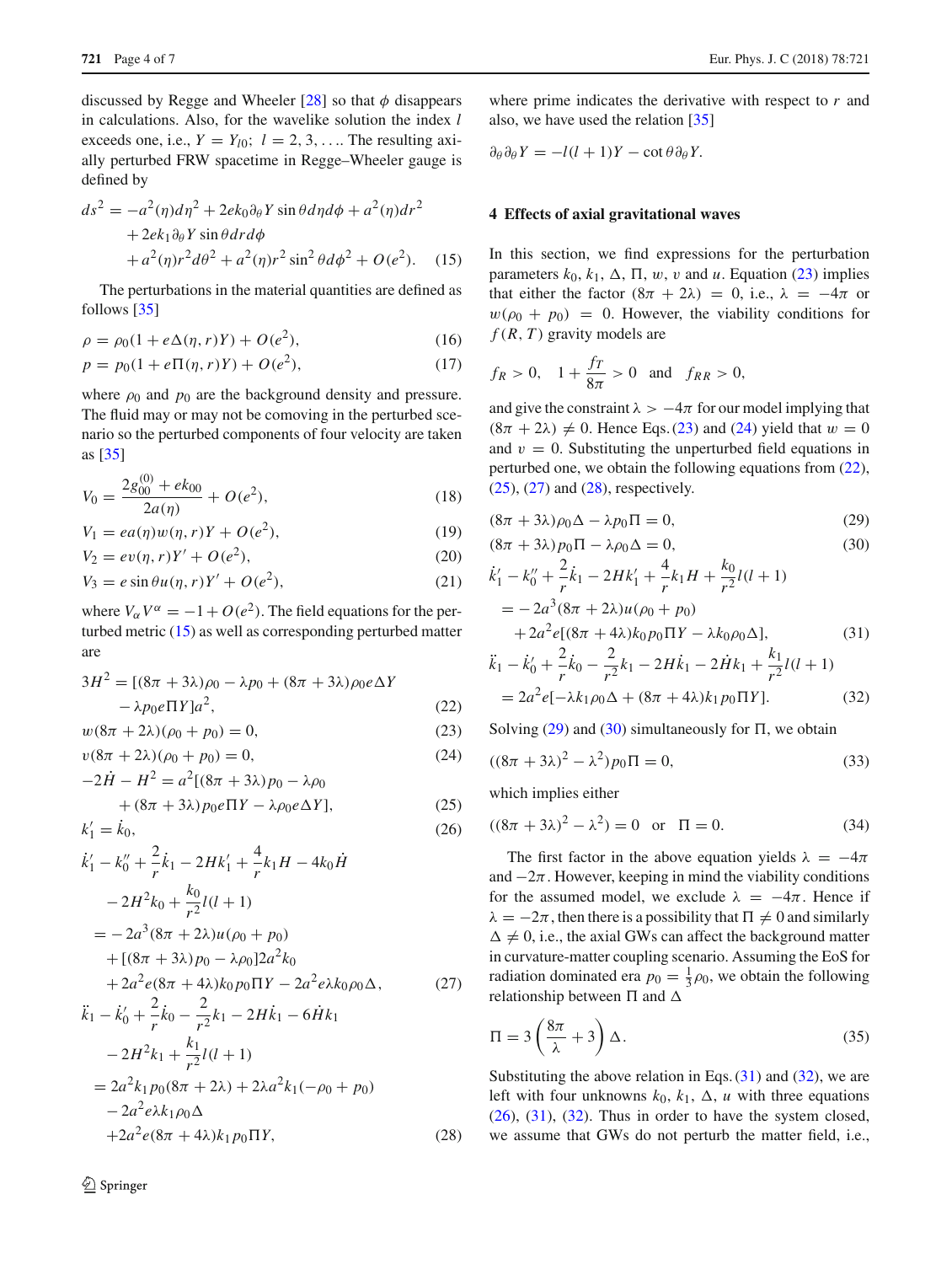discussed by Regge and Wheeler [28] so that $\phi$ disappears in calculations. Also, for the wavelike solution the index $l$ exceeds one, i.e., $Y = Y_{l0};\ l = 2, 3, \ldots$. The resulting axially perturbed FRW spacetime in Regge–Wheeler gauge is defined by

$$
\begin{aligned}
ds^2 = & -a^2(\eta)d\eta^2 + 2ek_0\partial_\theta Y \sin\theta d\eta d\phi + a^2(\eta)dr^2 \\
& + 2ek_1\partial_\theta Y \sin\theta dr d\phi \\
& + a^2(\eta)r^2 d\theta^2 + a^2(\eta)r^2\sin^2\theta d\phi^2 + O(e^2). \quad (15)
\end{aligned}
$$

The perturbations in the material quantities are defined as follows [35]

$$\rho = \rho_0(1 + e\Delta(\eta, r)Y) + O(e^2), \quad (16)$$

$$p = p_0(1 + e\Pi(\eta, r)Y) + O(e^2), \quad (17)$$

where $\rho_0$ and $p_0$ are the background density and pressure. The fluid may or may not be comoving in the perturbed scenario so the perturbed components of four velocity are taken as [35]

$$V_0 = \frac{2g_{00}^{(0)} + ek_{00}}{2a(\eta)} + O(e^2), \quad (18)$$

$$V_1 = ea(\eta)w(\eta, r)Y + O(e^2), \quad (19)$$

$$V_2 = ev(\eta, r)Y' + O(e^2), \quad (20)$$

$$V_3 = e\sin\theta u(\eta, r)Y' + O(e^2), \quad (21)$$

where $V_\alpha V^\alpha = -1 + O(e^2)$. The field equations for the perturbed metric (15) as well as corresponding perturbed matter are

$$
\begin{aligned}
3H^2 = & [(8\pi + 3\lambda)\rho_0 - \lambda p_0 + (8\pi + 3\lambda)\rho_0 e\Delta Y \\
& - \lambda p_0 e\Pi Y]a^2, \quad (22)
\end{aligned}
$$

$$w(8\pi + 2\lambda)(\rho_0 + p_0) = 0, \quad (23)$$

$$v(8\pi + 2\lambda)(\rho_0 + p_0) = 0, \quad (24)$$

$$
\begin{aligned}
-2\dot{H} - H^2 = & a^2[(8\pi + 3\lambda)p_0 - \lambda\rho_0 \\
& + (8\pi + 3\lambda)p_0 e\Pi Y - \lambda\rho_0 e\Delta Y], \quad (25)
\end{aligned}
$$

$$k_1' = \dot{k}_0, \quad (26)$$

$$
\begin{aligned}
& \dot{k}_1' - k_0'' + \frac{2}{r}\dot{k}_1 - 2Hk_1' + \frac{4}{r}k_1 H - 4k_0\dot{H} \\
& - 2H^2k_0 + \frac{k_0}{r^2}l(l+1) \\
= & -2a^3(8\pi + 2\lambda)u(\rho_0 + p_0) \\
& + [(8\pi + 3\lambda)p_0 - \lambda\rho_0]2a^2k_0 \\
& + 2a^2e(8\pi + 4\lambda)k_0 p_0\Pi Y - 2a^2e\lambda k_0\rho_0\Delta, \quad (27)
\end{aligned}
$$

$$
\begin{aligned}
& \ddot{k}_1 - \dot{k}_0' + \frac{2}{r}\dot{k}_0 - \frac{2}{r^2}k_1 - 2H\dot{k}_1 - 6\dot{H}k_1 \\
& - 2H^2k_1 + \frac{k_1}{r^2}l(l+1) \\
= & 2a^2k_1 p_0(8\pi + 2\lambda) + 2\lambda a^2k_1(-\rho_0 + p_0) \\
& - 2a^2e\lambda k_1\rho_0\Delta \\
& + 2a^2e(8\pi + 4\lambda)k_1 p_0\Pi Y, \quad (28)
\end{aligned}
$$

where prime indicates the derivative with respect to $r$ and also, we have used the relation [35]

$$\partial_\theta\partial_\theta Y = -l(l+1)Y - \cot\theta\partial_\theta Y.$$

## 4 Effects of axial gravitational waves

In this section, we find expressions for the perturbation parameters $k_0$, $k_1$, $\Delta$, $\Pi$, $w$, $v$ and $u$. Equation (23) implies that either the factor $(8\pi + 2\lambda) = 0$, i.e., $\lambda = -4\pi$ or $w(\rho_0 + p_0) = 0$. However, the viability conditions for $f(R, T)$ gravity models are

$$f_R > 0, \quad 1 + \frac{f_T}{8\pi} > 0 \quad \text{and} \quad f_{RR} > 0,$$

and give the constraint $\lambda > -4\pi$ for our model implying that $(8\pi + 2\lambda) \neq 0$. Hence Eqs. (23) and (24) yield that $w = 0$ and $v = 0$. Substituting the unperturbed field equations in perturbed one, we obtain the following equations from (22), (25), (27) and (28), respectively.

$$(8\pi + 3\lambda)\rho_0\Delta - \lambda p_0\Pi = 0, \quad (29)$$

$$(8\pi + 3\lambda)p_0\Pi - \lambda\rho_0\Delta = 0, \quad (30)$$

$$
\begin{aligned}
& \dot{k}_1' - k_0'' + \frac{2}{r}\dot{k}_1 - 2Hk_1' + \frac{4}{r}k_1 H + \frac{k_0}{r^2}l(l+1) \\
= & -2a^3(8\pi + 2\lambda)u(\rho_0 + p_0) \\
& + 2a^2e[(8\pi + 4\lambda)k_0 p_0\Pi Y - \lambda k_0\rho_0\Delta], \quad (31)
\end{aligned}
$$

$$
\begin{aligned}
& \ddot{k}_1 - \dot{k}_0' + \frac{2}{r}\dot{k}_0 - \frac{2}{r^2}k_1 - 2H\dot{k}_1 - 2\dot{H}k_1 + \frac{k_1}{r^2}l(l+1) \\
= & 2a^2e[-\lambda k_1\rho_0\Delta + (8\pi + 4\lambda)k_1 p_0\Pi Y]. \quad (32)
\end{aligned}
$$

Solving (29) and (30) simultaneously for $\Pi$, we obtain

$$((8\pi + 3\lambda)^2 - \lambda^2)p_0\Pi = 0, \quad (33)$$

which implies either

$$((8\pi + 3\lambda)^2 - \lambda^2) = 0 \quad \text{or} \quad \Pi = 0. \quad (34)$$

The first factor in the above equation yields $\lambda = -4\pi$ and $-2\pi$. However, keeping in mind the viability conditions for the assumed model, we exclude $\lambda = -4\pi$. Hence if $\lambda = -2\pi$, then there is a possibility that $\Pi \neq 0$ and similarly $\Delta \neq 0$, i.e., the axial GWs can affect the background matter in curvature-matter coupling scenario. Assuming the EoS for radiation dominated era $p_0 = \frac{1}{3}\rho_0$, we obtain the following relationship between $\Pi$ and $\Delta$

$$\Pi = 3\left(\frac{8\pi}{\lambda} + 3\right)\Delta. \quad (35)$$

Substituting the above relation in Eqs. (31) and (32), we are left with four unknowns $k_0$, $k_1$, $\Delta$, $u$ with three equations (26), (31), (32). Thus in order to have the system closed, we assume that GWs do not perturb the matter field, i.e.,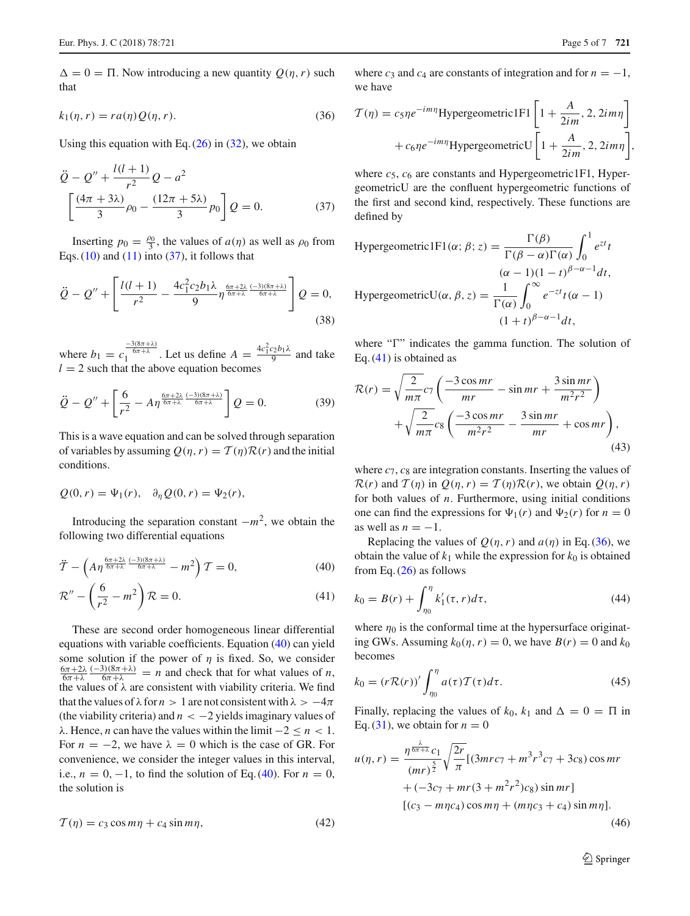$\Delta = 0 = \Pi$. Now introducing a new quantity $Q(\eta, r)$ such that

$$k_1(\eta, r) = ra(\eta)Q(\eta, r). \tag{36}$$

Using this equation with Eq. (26) in (32), we obtain

$$\ddot{Q} - Q'' + \frac{l(l+1)}{r^2}Q - a^2 \left[\frac{(4\pi + 3\lambda)}{3}\rho_0 - \frac{(12\pi + 5\lambda)}{3}p_0\right]Q = 0. \tag{37}$$

Inserting $p_0 = \frac{\rho_0}{3}$, the values of $a(\eta)$ as well as $\rho_0$ from Eqs. (10) and (11) into (37), it follows that

$$\ddot{Q} - Q'' + \left[\frac{l(l+1)}{r^2} - \frac{4c_1^2 c_2 b_1 \lambda}{9}\eta^{\frac{6\pi+2\lambda}{6\pi+\lambda}\frac{(-3)(8\pi+\lambda)}{6\pi+\lambda}}\right]Q = 0, \tag{38}$$

where $b_1 = c_1^{\frac{-3(8\pi+\lambda)}{6\pi+\lambda}}$. Let us define $A = \frac{4c_1^2 c_2 b_1 \lambda}{9}$ and take $l = 2$ such that the above equation becomes

$$\ddot{Q} - Q'' + \left[\frac{6}{r^2} - A\eta^{\frac{6\pi+2\lambda}{6\pi+\lambda}\frac{(-3)(8\pi+\lambda)}{6\pi+\lambda}}\right]Q = 0. \tag{39}$$

This is a wave equation and can be solved through separation of variables by assuming $Q(\eta, r) = \mathcal{T}(\eta)\mathcal{R}(r)$ and the initial conditions.

$$Q(0, r) = \Psi_1(r), \quad \partial_\eta Q(0, r) = \Psi_2(r),$$

Introducing the separation constant $-m^2$, we obtain the following two differential equations

$$\ddot{\mathcal{T}} - \left(A\eta^{\frac{6\pi+2\lambda}{6\pi+\lambda}\frac{(-3)(8\pi+\lambda)}{6\pi+\lambda}} - m^2\right)\mathcal{T} = 0, \tag{40}$$

$$\mathcal{R}'' - \left(\frac{6}{r^2} - m^2\right)\mathcal{R} = 0. \tag{41}$$

These are second order homogeneous linear differential equations with variable coefficients. Equation (40) can yield some solution if the power of $\eta$ is fixed. So, we consider $\frac{6\pi+2\lambda}{6\pi+\lambda}\frac{(-3)(8\pi+\lambda)}{6\pi+\lambda} = n$ and check that for what values of $n$, the values of $\lambda$ are consistent with viability criteria. We find that the values of $\lambda$ for $n > 1$ are not consistent with $\lambda > -4\pi$ (the viability criteria) and $n < -2$ yields imaginary values of $\lambda$. Hence, $n$ can have the values within the limit $-2 \leq n < 1$. For $n = -2$, we have $\lambda = 0$ which is the case of GR. For convenience, we consider the integer values in this interval, i.e., $n = 0, -1$, to find the solution of Eq. (40). For $n = 0$, the solution is

$$\mathcal{T}(\eta) = c_3 \cos m\eta + c_4 \sin m\eta, \tag{42}$$

where $c_3$ and $c_4$ are constants of integration and for $n = -1$, we have

$$\mathcal{T}(\eta) = c_5\eta e^{-im\eta}\text{Hypergeometric1F1}\left[1 + \frac{A}{2im}, 2, 2im\eta\right] + c_6\eta e^{-im\eta}\text{HypergeometricU}\left[1 + \frac{A}{2im}, 2, 2im\eta\right],$$

where $c_5$, $c_6$ are constants and Hypergeometric1F1, HypergeometricU are the confluent hypergeometric functions of the first and second kind, respectively. These functions are defined by

$$\text{Hypergeometric1F1}(\alpha; \beta; z) = \frac{\Gamma(\beta)}{\Gamma(\beta-\alpha)\Gamma(\alpha)}\int_0^1 e^{zt}t(\alpha-1)(1-t)^{\beta-\alpha-1}dt,$$

$$\text{HypergeometricU}(\alpha, \beta, z) = \frac{1}{\Gamma(\alpha)}\int_0^\infty e^{-zt}t(\alpha-1)(1+t)^{\beta-\alpha-1}dt,$$

where "$\Gamma$" indicates the gamma function. The solution of Eq. (41) is obtained as

$$\mathcal{R}(r) = \sqrt{\frac{2}{m\pi}}c_7\left(\frac{-3\cos mr}{mr} - \sin mr + \frac{3\sin mr}{m^2r^2}\right) + \sqrt{\frac{2}{m\pi}}c_8\left(\frac{-3\cos mr}{m^2r^2} - \frac{3\sin mr}{mr} + \cos mr\right), \tag{43}$$

where $c_7$, $c_8$ are integration constants. Inserting the values of $\mathcal{R}(r)$ and $\mathcal{T}(\eta)$ in $Q(\eta, r) = \mathcal{T}(\eta)\mathcal{R}(r)$, we obtain $Q(\eta, r)$ for both values of $n$. Furthermore, using initial conditions one can find the expressions for $\Psi_1(r)$ and $\Psi_2(r)$ for $n = 0$ as well as $n = -1$.

Replacing the values of $Q(\eta, r)$ and $a(\eta)$ in Eq. (36), we obtain the value of $k_1$ while the expression for $k_0$ is obtained from Eq. (26) as follows

$$k_0 = B(r) + \int_{\eta_0}^{\eta} k_1'(\tau, r)d\tau, \tag{44}$$

where $\eta_0$ is the conformal time at the hypersurface originating GWs. Assuming $k_0(\eta, r) = 0$, we have $B(r) = 0$ and $k_0$ becomes

$$k_0 = (r\mathcal{R}(r))'\int_{\eta_0}^{\eta} a(\tau)\mathcal{T}(\tau)d\tau. \tag{45}$$

Finally, replacing the values of $k_0$, $k_1$ and $\Delta = 0 = \Pi$ in Eq. (31), we obtain for $n = 0$

$$u(\eta, r) = \frac{\eta^{\frac{\lambda}{6\pi+\lambda}}c_1}{(mr)^{\frac{5}{2}}}\sqrt{\frac{2r}{\pi}}[(3mrc_7 + m^3r^3c_7 + 3c_8)\cos mr + (-3c_7 + mr(3 + m^2r^2)c_8)\sin mr][(c_3 - m\eta c_4)\cos m\eta + (m\eta c_3 + c_4)\sin m\eta]. \tag{46}$$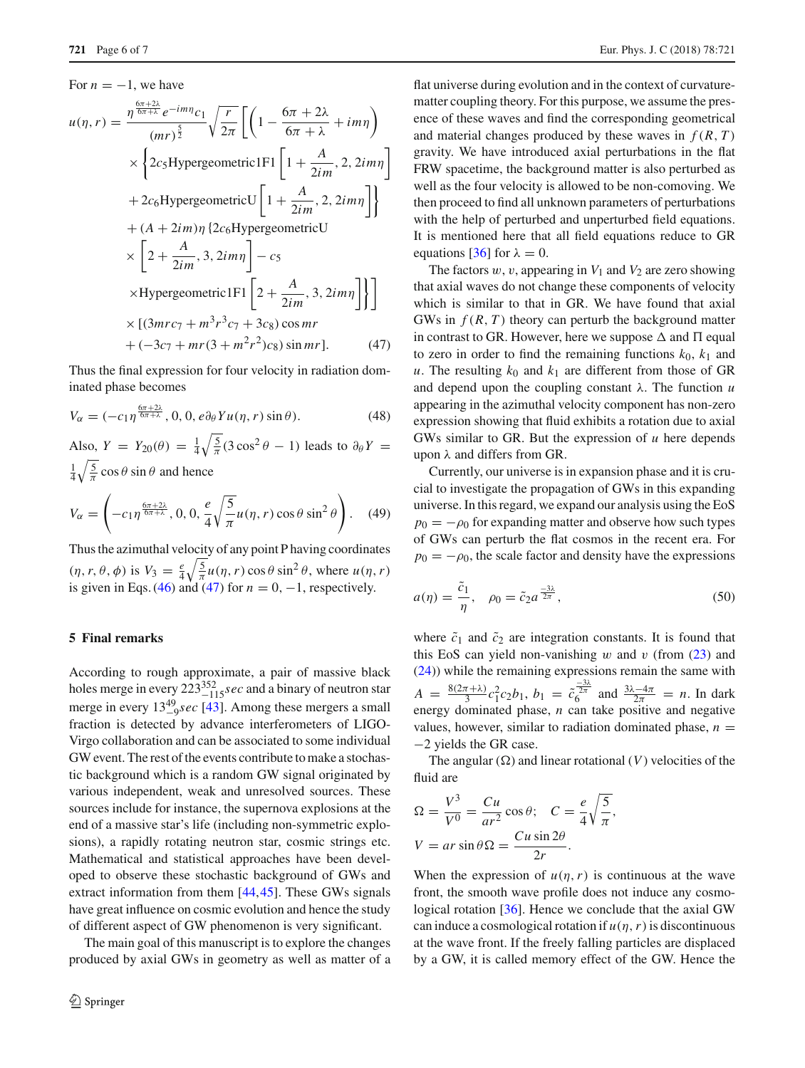For $n = -1$, we have

$$
\begin{aligned}
u(\eta, r) = &\frac{\eta^{\frac{6\pi+2\lambda}{6\pi+\lambda}} e^{-im\eta} c_1}{(mr)^{\frac{5}{2}}} \sqrt{\frac{r}{2\pi}} \left[ \left( 1 - \frac{6\pi+2\lambda}{6\pi+\lambda} + im\eta \right) \right. \\
&\times \left\{ 2c_5 \text{Hypergeometric1F1}\left[ 1 + \frac{A}{2im}, 2, 2im\eta \right] \right. \\
&\left. + 2c_6 \text{HypergeometricU}\left[ 1 + \frac{A}{2im}, 2, 2im\eta \right] \right\} \\
&+ (A + 2im)\eta \{ 2c_6 \text{HypergeometricU} \\
&\times \left[ 2 + \frac{A}{2im}, 3, 2im\eta \right] - c_5 \\
&\left. \times \text{Hypergeometric1F1}\left[ 2 + \frac{A}{2im}, 3, 2im\eta \right] \right\} \Big] \\
&\times [(3mrc_7 + m^3 r^3 c_7 + 3c_8)\cos mr \\
&+ (-3c_7 + mr(3 + m^2 r^2) c_8) \sin mr]. \qquad (47)
\end{aligned}
$$

Thus the final expression for four velocity in radiation dominated phase becomes

$$
V_\alpha = (-c_1 \eta^{\frac{6\pi+2\lambda}{6\pi+\lambda}}, 0, 0, e \partial_\theta Y u(\eta, r) \sin\theta). \qquad (48)
$$

Also, $Y = Y_{20}(\theta) = \frac{1}{4}\sqrt{\frac{5}{\pi}}(3\cos^2\theta - 1)$ leads to $\partial_\theta Y = \frac{1}{4}\sqrt{\frac{5}{\pi}} \cos\theta \sin\theta$ and hence

$$
V_\alpha = \left( -c_1 \eta^{\frac{6\pi+2\lambda}{6\pi+\lambda}}, 0, 0, \frac{e}{4}\sqrt{\frac{5}{\pi}} u(\eta, r) \cos\theta \sin^2\theta \right). \qquad (49)
$$

Thus the azimuthal velocity of any point P having coordinates $(\eta, r, \theta, \phi)$ is $V_3 = \frac{e}{4}\sqrt{\frac{5}{\pi}} u(\eta, r) \cos\theta \sin^2\theta$, where $u(\eta, r)$ is given in Eqs. (46) and (47) for $n = 0, -1$, respectively.

## 5 Final remarks

According to rough approximate, a pair of massive black holes merge in every $223^{352}_{-115} sec$ and a binary of neutron star merge in every $13^{49}_{-9} sec$ [43]. Among these mergers a small fraction is detected by advance interferometers of LIGO-Virgo collaboration and can be associated to some individual GW event. The rest of the events contribute to make a stochastic background which is a random GW signal originated by various independent, weak and unresolved sources. These sources include for instance, the supernova explosions at the end of a massive star's life (including non-symmetric explosions), a rapidly rotating neutron star, cosmic strings etc. Mathematical and statistical approaches have been developed to observe these stochastic background of GWs and extract information from them [44,45]. These GWs signals have great influence on cosmic evolution and hence the study of different aspect of GW phenomenon is very significant.

The main goal of this manuscript is to explore the changes produced by axial GWs in geometry as well as matter of a flat universe during evolution and in the context of curvature-matter coupling theory. For this purpose, we assume the presence of these waves and find the corresponding geometrical and material changes produced by these waves in $f(R, T)$ gravity. We have introduced axial perturbations in the flat FRW spacetime, the background matter is also perturbed as well as the four velocity is allowed to be non-comoving. We then proceed to find all unknown parameters of perturbations with the help of perturbed and unperturbed field equations. It is mentioned here that all field equations reduce to GR equations [36] for $\lambda = 0$.

The factors $w$, $v$, appearing in $V_1$ and $V_2$ are zero showing that axial waves do not change these components of velocity which is similar to that in GR. We have found that axial GWs in $f(R, T)$ theory can perturb the background matter in contrast to GR. However, here we suppose $\Delta$ and $\Pi$ equal to zero in order to find the remaining functions $k_0$, $k_1$ and $u$. The resulting $k_0$ and $k_1$ are different from those of GR and depend upon the coupling constant $\lambda$. The function $u$ appearing in the azimuthal velocity component has non-zero expression showing that fluid exhibits a rotation due to axial GWs similar to GR. But the expression of $u$ here depends upon $\lambda$ and differs from GR.

Currently, our universe is in expansion phase and it is crucial to investigate the propagation of GWs in this expanding universe. In this regard, we expand our analysis using the EoS $p_0 = -\rho_0$ for expanding matter and observe how such types of GWs can perturb the flat cosmos in the recent era. For $p_0 = -\rho_0$, the scale factor and density have the expressions

$$
a(\eta) = \frac{\tilde{c}_1}{\eta}, \quad \rho_0 = \tilde{c}_2 a^{\frac{-3\lambda}{2\pi}}, \qquad (50)
$$

where $\tilde{c}_1$ and $\tilde{c}_2$ are integration constants. It is found that this EoS can yield non-vanishing $w$ and $v$ (from (23) and (24)) while the remaining expressions remain the same with $A = \frac{8(2\pi+\lambda)}{3} c_1^2 c_2 b_1$, $b_1 = \tilde{c}_6^{\frac{-3\lambda}{2\pi}}$ and $\frac{3\lambda-4\pi}{2\pi} = n$. In dark energy dominated phase, $n$ can take positive and negative values, however, similar to radiation dominated phase, $n = -2$ yields the GR case.

The angular ($\Omega$) and linear rotational ($V$) velocities of the fluid are

$$
\Omega = \frac{V^3}{V^0} = \frac{Cu}{ar^2}\cos\theta; \quad C = \frac{e}{4}\sqrt{\frac{5}{\pi}},
$$

$$
V = ar\sin\theta\,\Omega = \frac{Cu\sin 2\theta}{2r}.
$$

When the expression of $u(\eta, r)$ is continuous at the wave front, the smooth wave profile does not induce any cosmological rotation [36]. Hence we conclude that the axial GW can induce a cosmological rotation if $u(\eta, r)$ is discontinuous at the wave front. If the freely falling particles are displaced by a GW, it is called memory effect of the GW. Hence the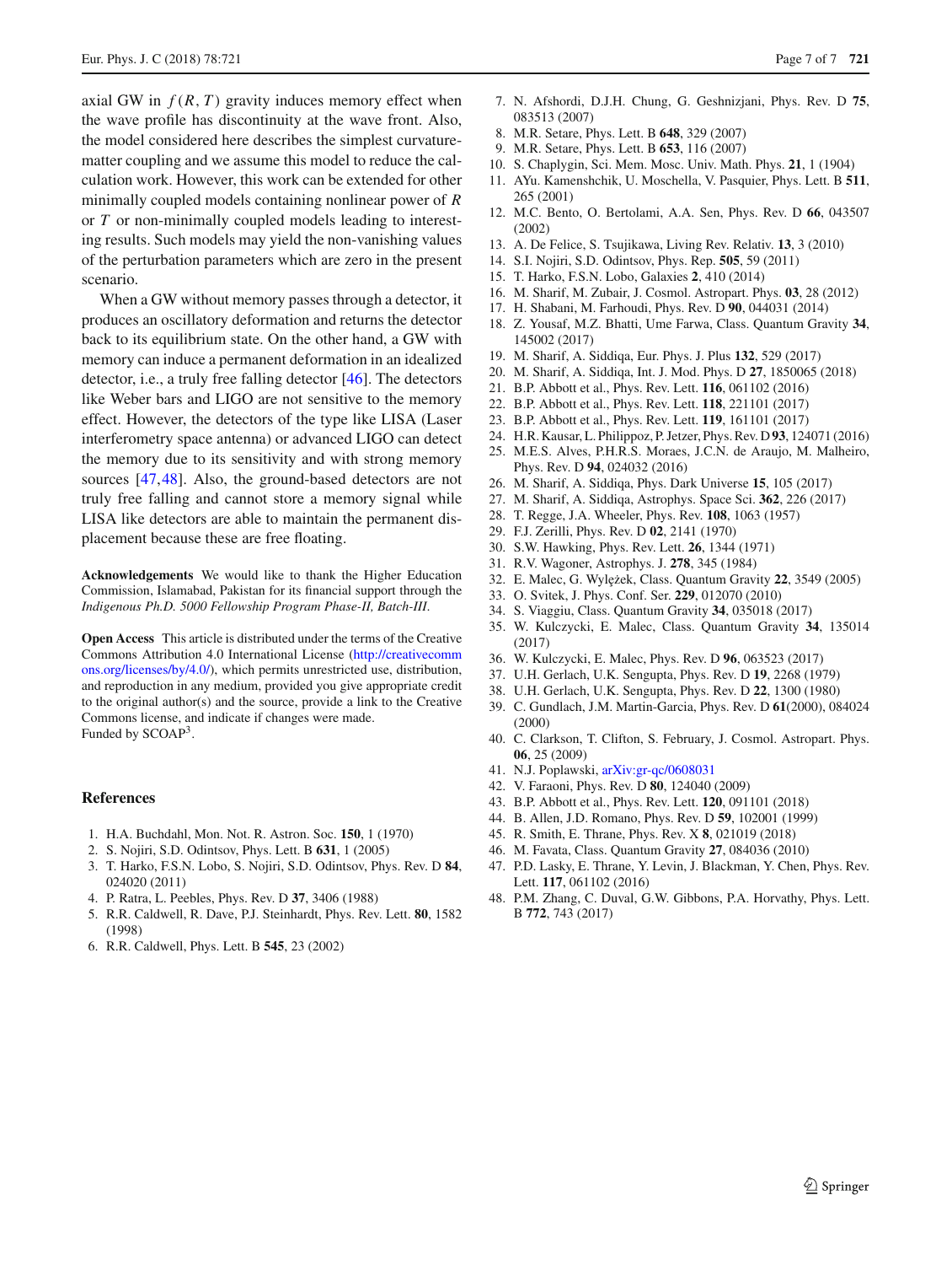axial GW in $f(R,T)$ gravity induces memory effect when the wave profile has discontinuity at the wave front. Also, the model considered here describes the simplest curvature-matter coupling and we assume this model to reduce the calculation work. However, this work can be extended for other minimally coupled models containing nonlinear power of $R$ or $T$ or non-minimally coupled models leading to interesting results. Such models may yield the non-vanishing values of the perturbation parameters which are zero in the present scenario.

When a GW without memory passes through a detector, it produces an oscillatory deformation and returns the detector back to its equilibrium state. On the other hand, a GW with memory can induce a permanent deformation in an idealized detector, i.e., a truly free falling detector [46]. The detectors like Weber bars and LIGO are not sensitive to the memory effect. However, the detectors of the type like LISA (Laser interferometry space antenna) or advanced LIGO can detect the memory due to its sensitivity and with strong memory sources [47,48]. Also, the ground-based detectors are not truly free falling and cannot store a memory signal while LISA like detectors are able to maintain the permanent displacement because these are free floating.

**Acknowledgements** We would like to thank the Higher Education Commission, Islamabad, Pakistan for its financial support through the *Indigenous Ph.D. 5000 Fellowship Program Phase-II, Batch-III*.

**Open Access** This article is distributed under the terms of the Creative Commons Attribution 4.0 International License (http://creativecommons.org/licenses/by/4.0/), which permits unrestricted use, distribution, and reproduction in any medium, provided you give appropriate credit to the original author(s) and the source, provide a link to the Creative Commons license, and indicate if changes were made.
Funded by SCOAP[3].

## References

1. H.A. Buchdahl, Mon. Not. R. Astron. Soc. **150**, 1 (1970)
2. S. Nojiri, S.D. Odintsov, Phys. Lett. B **631**, 1 (2005)
3. T. Harko, F.S.N. Lobo, S. Nojiri, S.D. Odintsov, Phys. Rev. D **84**, 024020 (2011)
4. P. Ratra, L. Peebles, Phys. Rev. D **37**, 3406 (1988)
5. R.R. Caldwell, R. Dave, P.J. Steinhardt, Phys. Rev. Lett. **80**, 1582 (1998)
6. R.R. Caldwell, Phys. Lett. B **545**, 23 (2002)
7. N. Afshordi, D.J.H. Chung, G. Geshnizjani, Phys. Rev. D **75**, 083513 (2007)
8. M.R. Setare, Phys. Lett. B **648**, 329 (2007)
9. M.R. Setare, Phys. Lett. B **653**, 116 (2007)
10. S. Chaplygin, Sci. Mem. Mosc. Univ. Math. Phys. **21**, 1 (1904)
11. AYu. Kamenshchik, U. Moschella, V. Pasquier, Phys. Lett. B **511**, 265 (2001)
12. M.C. Bento, O. Bertolami, A.A. Sen, Phys. Rev. D **66**, 043507 (2002)
13. A. De Felice, S. Tsujikawa, Living Rev. Relativ. **13**, 3 (2010)
14. S.I. Nojiri, S.D. Odintsov, Phys. Rep. **505**, 59 (2011)
15. T. Harko, F.S.N. Lobo, Galaxies **2**, 410 (2014)
16. M. Sharif, M. Zubair, J. Cosmol. Astropart. Phys. **03**, 28 (2012)
17. H. Shabani, M. Farhoudi, Phys. Rev. D **90**, 044031 (2014)
18. Z. Yousaf, M.Z. Bhatti, Ume Farwa, Class. Quantum Gravity **34**, 145002 (2017)
19. M. Sharif, A. Siddiqa, Eur. Phys. J. Plus **132**, 529 (2017)
20. M. Sharif, A. Siddiqa, Int. J. Mod. Phys. D **27**, 1850065 (2018)
21. B.P. Abbott et al., Phys. Rev. Lett. **116**, 061102 (2016)
22. B.P. Abbott et al., Phys. Rev. Lett. **118**, 221101 (2017)
23. B.P. Abbott et al., Phys. Rev. Lett. **119**, 161101 (2017)
24. H.R. Kausar, L. Philippoz, P. Jetzer, Phys. Rev. D **93**, 124071 (2016)
25. M.E.S. Alves, P.H.R.S. Moraes, J.C.N. de Araujo, M. Malheiro, Phys. Rev. D **94**, 024032 (2016)
26. M. Sharif, A. Siddiqa, Phys. Dark Universe **15**, 105 (2017)
27. M. Sharif, A. Siddiqa, Astrophys. Space Sci. **362**, 226 (2017)
28. T. Regge, J.A. Wheeler, Phys. Rev. **108**, 1063 (1957)
29. F.J. Zerilli, Phys. Rev. D **02**, 2141 (1970)
30. S.W. Hawking, Phys. Rev. Lett. **26**, 1344 (1971)
31. R.V. Wagoner, Astrophys. J. **278**, 345 (1984)
32. E. Malec, G. Wylężek, Class. Quantum Gravity **22**, 3549 (2005)
33. O. Svitek, J. Phys. Conf. Ser. **229**, 012070 (2010)
34. S. Viaggiu, Class. Quantum Gravity **34**, 035018 (2017)
35. W. Kulczycki, E. Malec, Class. Quantum Gravity **34**, 135014 (2017)
36. W. Kulczycki, E. Malec, Phys. Rev. D **96**, 063523 (2017)
37. U.H. Gerlach, U.K. Sengupta, Phys. Rev. D **19**, 2268 (1979)
38. U.H. Gerlach, U.K. Sengupta, Phys. Rev. D **22**, 1300 (1980)
39. C. Gundlach, J.M. Martin-Garcia, Phys. Rev. D **61**(2000), 084024 (2000)
40. C. Clarkson, T. Clifton, S. February, J. Cosmol. Astropart. Phys. **06**, 25 (2009)
41. N.J. Poplawski, arXiv:gr-qc/0608031
42. V. Faraoni, Phys. Rev. D **80**, 124040 (2009)
43. B.P. Abbott et al., Phys. Rev. Lett. **120**, 091101 (2018)
44. B. Allen, J.D. Romano, Phys. Rev. D **59**, 102001 (1999)
45. R. Smith, E. Thrane, Phys. Rev. X **8**, 021019 (2018)
46. M. Favata, Class. Quantum Gravity **27**, 084036 (2010)
47. P.D. Lasky, E. Thrane, Y. Levin, J. Blackman, Y. Chen, Phys. Rev. Lett. **117**, 061102 (2016)
48. P.M. Zhang, C. Duval, G.W. Gibbons, P.A. Horvathy, Phys. Lett. B **772**, 743 (2017)